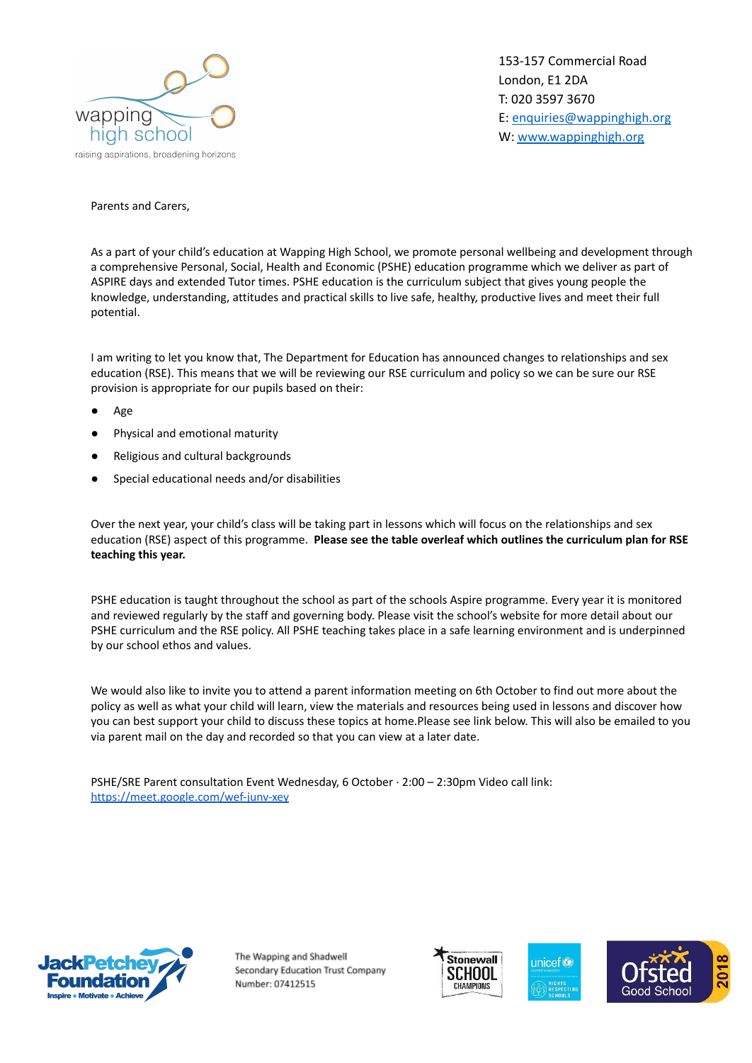wapping high school

raising aspirations, broadening horizons

153-157 Commercial Road
London, E1 2DA
T: 020 3597 3670
E: enquiries@wappinghigh.org
W: www.wappinghigh.org

Parents and Carers,

As a part of your child's education at Wapping High School, we promote personal wellbeing and development through a comprehensive Personal, Social, Health and Economic (PSHE) education programme which we deliver as part of ASPIRE days and extended Tutor times. PSHE education is the curriculum subject that gives young people the knowledge, understanding, attitudes and practical skills to live safe, healthy, productive lives and meet their full potential.

I am writing to let you know that, The Department for Education has announced changes to relationships and sex education (RSE). This means that we will be reviewing our RSE curriculum and policy so we can be sure our RSE provision is appropriate for our pupils based on their:

- Age
- Physical and emotional maturity
- Religious and cultural backgrounds
- Special educational needs and/or disabilities

Over the next year, your child's class will be taking part in lessons which will focus on the relationships and sex education (RSE) aspect of this programme. **Please see the table overleaf which outlines the curriculum plan for RSE teaching this year.**

PSHE education is taught throughout the school as part of the schools Aspire programme. Every year it is monitored and reviewed regularly by the staff and governing body. Please visit the school's website for more detail about our PSHE curriculum and the RSE policy. All PSHE teaching takes place in a safe learning environment and is underpinned by our school ethos and values.

We would also like to invite you to attend a parent information meeting on 6th October to find out more about the policy as well as what your child will learn, view the materials and resources being used in lessons and discover how you can best support your child to discuss these topics at home.Please see link below. This will also be emailed to you via parent mail on the day and recorded so that you can view at a later date.

PSHE/SRE Parent consultation Event Wednesday, 6 October · 2:00 – 2:30pm Video call link:
https://meet.google.com/wef-junv-xey

The Wapping and Shadwell Secondary Education Trust Company Number: 07412515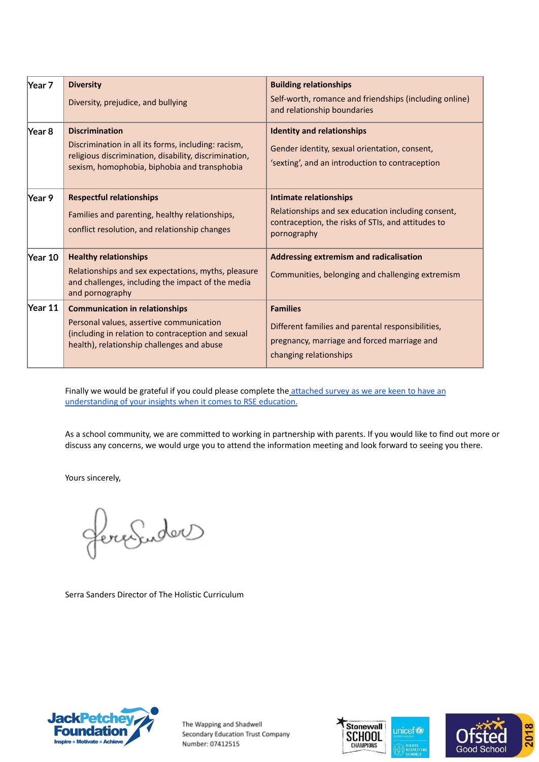| | | |
|---|---|---|
| Year 7 | **Diversity**<br><br>Diversity, prejudice, and bullying | **Building relationships**<br><br>Self-worth, romance and friendships (including online) and relationship boundaries |
| Year 8 | **Discrimination**<br><br>Discrimination in all its forms, including: racism, religious discrimination, disability, discrimination, sexism, homophobia, biphobia and transphobia | **Identity and relationships**<br><br>Gender identity, sexual orientation, consent, 'sexting', and an introduction to contraception |
| Year 9 | **Respectful relationships**<br><br>Families and parenting, healthy relationships, conflict resolution, and relationship changes | **Intimate relationships**<br><br>Relationships and sex education including consent, contraception, the risks of STIs, and attitudes to pornography |
| Year 10 | **Healthy relationships**<br><br>Relationships and sex expectations, myths, pleasure and challenges, including the impact of the media and pornography | **Addressing extremism and radicalisation**<br><br>Communities, belonging and challenging extremism |
| Year 11 | **Communication in relationships**<br><br>Personal values, assertive communication (including in relation to contraception and sexual health), relationship challenges and abuse | **Families**<br><br>Different families and parental responsibilities, pregnancy, marriage and forced marriage and changing relationships |

Finally we would be grateful if you could please complete the attached survey as we are keen to have an understanding of your insights when it comes to RSE education.

As a school community, we are committed to working in partnership with parents. If you would like to find out more or discuss any concerns, we would urge you to attend the information meeting and look forward to seeing you there.

Yours sincerely,

Serra Sanders Director of The Holistic Curriculum

The Wapping and Shadwell Secondary Education Trust Company Number: 07412515